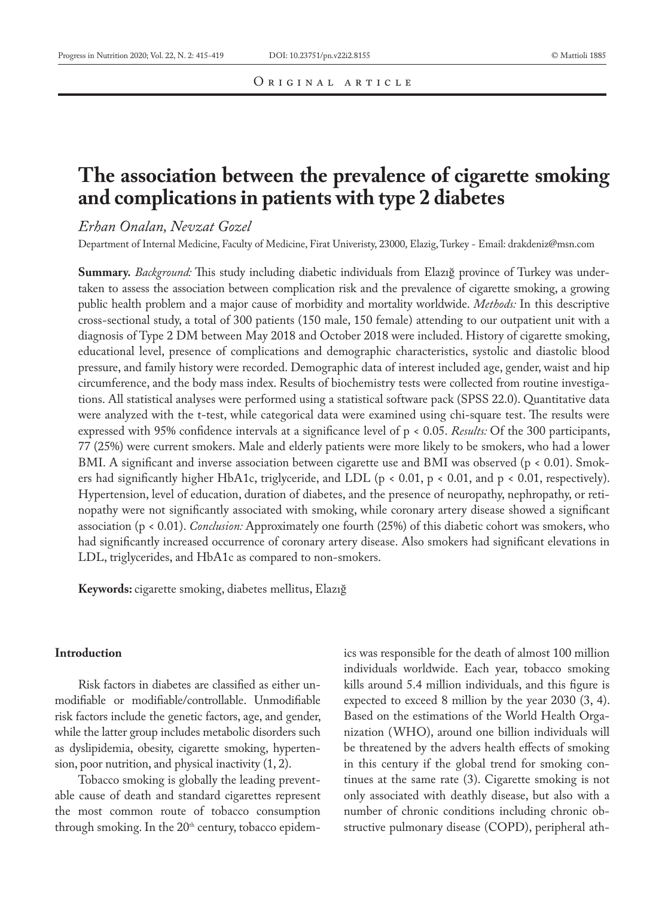Original article

# The association between the prevalence of cigarette smoking and complications in patients with type 2 diabetes

*Erhan Onalan, Nevzat Gozel*

Department of Internal Medicine, Faculty of Medicine, Firat Univeristy, 23000, Elazig, Turkey - Email: drakdeniz@msn.com

**Summary.** *Background:* This study including diabetic individuals from Elazığ province of Turkey was undertaken to assess the association between complication risk and the prevalence of cigarette smoking, a growing public health problem and a major cause of morbidity and mortality worldwide. *Methods:* In this descriptive cross-sectional study, a total of 300 patients (150 male, 150 female) attending to our outpatient unit with a diagnosis of Type 2 DM between May 2018 and October 2018 were included. History of cigarette smoking, educational level, presence of complications and demographic characteristics, systolic and diastolic blood pressure, and family history were recorded. Demographic data of interest included age, gender, waist and hip circumference, and the body mass index. Results of biochemistry tests were collected from routine investigations. All statistical analyses were performed using a statistical software pack (SPSS 22.0). Quantitative data were analyzed with the t-test, while categorical data were examined using chi-square test. The results were expressed with 95% confidence intervals at a significance level of $p < 0.05$. *Results:* Of the 300 participants, 77 (25%) were current smokers. Male and elderly patients were more likely to be smokers, who had a lower BMI. A significant and inverse association between cigarette use and BMI was observed ($p < 0.01$). Smokers had significantly higher HbA1c, triglyceride, and LDL ($p < 0.01$, $p < 0.01$, and $p < 0.01$, respectively). Hypertension, level of education, duration of diabetes, and the presence of neuropathy, nephropathy, or retinopathy were not significantly associated with smoking, while coronary artery disease showed a significant association ($p < 0.01$). *Conclusion:* Approximately one fourth (25%) of this diabetic cohort was smokers, who had significantly increased occurrence of coronary artery disease. Also smokers had significant elevations in LDL, triglycerides, and HbA1c as compared to non-smokers.

**Keywords:** cigarette smoking, diabetes mellitus, Elazığ

## Introduction

Risk factors in diabetes are classified as either unmodifiable or modifiable/controllable. Unmodifiable risk factors include the genetic factors, age, and gender, while the latter group includes metabolic disorders such as dyslipidemia, obesity, cigarette smoking, hypertension, poor nutrition, and physical inactivity (1, 2).

Tobacco smoking is globally the leading preventable cause of death and standard cigarettes represent the most common route of tobacco consumption through smoking. In the 20th century, tobacco epidemics was responsible for the death of almost 100 million individuals worldwide. Each year, tobacco smoking kills around 5.4 million individuals, and this figure is expected to exceed 8 million by the year 2030 (3, 4). Based on the estimations of the World Health Organization (WHO), around one billion individuals will be threatened by the advers health effects of smoking in this century if the global trend for smoking continues at the same rate (3). Cigarette smoking is not only associated with deathly disease, but also with a number of chronic conditions including chronic obstructive pulmonary disease (COPD), peripheral ath-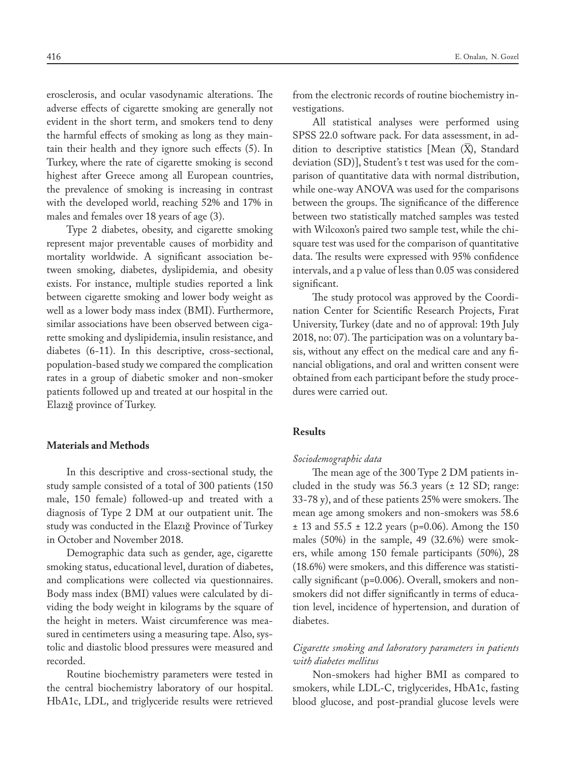erosclerosis, and ocular vasodynamic alterations. The adverse effects of cigarette smoking are generally not evident in the short term, and smokers tend to deny the harmful effects of smoking as long as they maintain their health and they ignore such effects (5). In Turkey, where the rate of cigarette smoking is second highest after Greece among all European countries, the prevalence of smoking is increasing in contrast with the developed world, reaching 52% and 17% in males and females over 18 years of age (3).

Type 2 diabetes, obesity, and cigarette smoking represent major preventable causes of morbidity and mortality worldwide. A significant association between smoking, diabetes, dyslipidemia, and obesity exists. For instance, multiple studies reported a link between cigarette smoking and lower body weight as well as a lower body mass index (BMI). Furthermore, similar associations have been observed between cigarette smoking and dyslipidemia, insulin resistance, and diabetes (6-11). In this descriptive, cross-sectional, population-based study we compared the complication rates in a group of diabetic smoker and non-smoker patients followed up and treated at our hospital in the Elazığ province of Turkey.

## Materials and Methods

In this descriptive and cross-sectional study, the study sample consisted of a total of 300 patients (150 male, 150 female) followed-up and treated with a diagnosis of Type 2 DM at our outpatient unit. The study was conducted in the Elazığ Province of Turkey in October and November 2018.

Demographic data such as gender, age, cigarette smoking status, educational level, duration of diabetes, and complications were collected via questionnaires. Body mass index (BMI) values were calculated by dividing the body weight in kilograms by the square of the height in meters. Waist circumference was measured in centimeters using a measuring tape. Also, systolic and diastolic blood pressures were measured and recorded.

Routine biochemistry parameters were tested in the central biochemistry laboratory of our hospital. HbA1c, LDL, and triglyceride results were retrieved from the electronic records of routine biochemistry investigations.

All statistical analyses were performed using SPSS 22.0 software pack. For data assessment, in addition to descriptive statistics [Mean ($\bar{X}$), Standard deviation (SD)], Student's t test was used for the comparison of quantitative data with normal distribution, while one-way ANOVA was used for the comparisons between the groups. The significance of the difference between two statistically matched samples was tested with Wilcoxon's paired two sample test, while the chi-square test was used for the comparison of quantitative data. The results were expressed with 95% confidence intervals, and a p value of less than 0.05 was considered significant.

The study protocol was approved by the Coordination Center for Scientific Research Projects, Fırat University, Turkey (date and no of approval: 19th July 2018, no: 07). The participation was on a voluntary basis, without any effect on the medical care and any financial obligations, and oral and written consent were obtained from each participant before the study procedures were carried out.

## Results

### *Sociodemographic data*

The mean age of the 300 Type 2 DM patients included in the study was 56.3 years (± 12 SD; range: 33-78 y), and of these patients 25% were smokers. The mean age among smokers and non-smokers was 58.6 ± 13 and 55.5 ± 12.2 years (p=0.06). Among the 150 males (50%) in the sample, 49 (32.6%) were smokers, while among 150 female participants (50%), 28 (18.6%) were smokers, and this difference was statistically significant (p=0.006). Overall, smokers and non-smokers did not differ significantly in terms of education level, incidence of hypertension, and duration of diabetes.

### *Cigarette smoking and laboratory parameters in patients with diabetes mellitus*

Non-smokers had higher BMI as compared to smokers, while LDL-C, triglycerides, HbA1c, fasting blood glucose, and post-prandial glucose levels were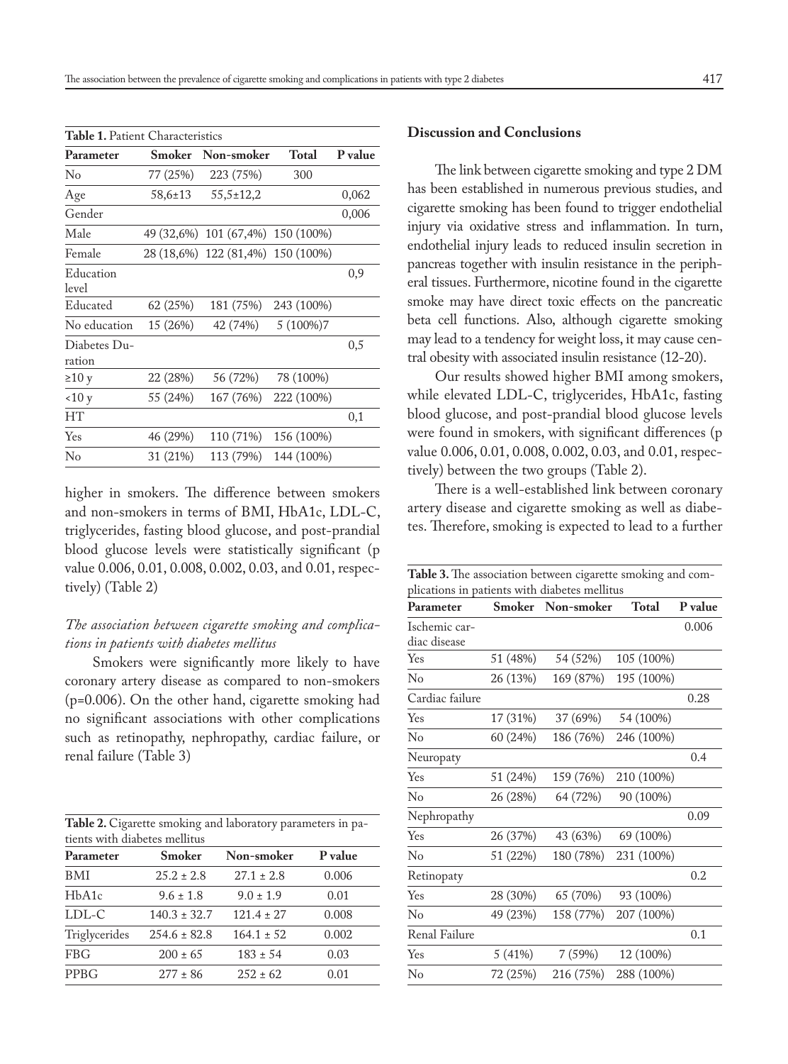**Table 1.** Patient Characteristics

| Parameter | Smoker | Non-smoker | Total | P value |
|---|---|---|---|---|
| No | 77 (25%) | 223 (75%) | 300 | |
| Age | 58,6±13 | 55,5±12,2 | | 0,062 |
| Gender | | | | 0,006 |
| Male | 49 (32,6%) | 101 (67,4%) | 150 (100%) | |
| Female | 28 (18,6%) | 122 (81,4%) | 150 (100%) | |
| Education level | | | | 0,9 |
| Educated | 62 (25%) | 181 (75%) | 243 (100%) | |
| No education | 15 (26%) | 42 (74%) | 5 (100%)7 | |
| Diabetes Duration | | | | 0,5 |
| ≥10 y | 22 (28%) | 56 (72%) | 78 (100%) | |
| <10 y | 55 (24%) | 167 (76%) | 222 (100%) | |
| HT | | | | 0,1 |
| Yes | 46 (29%) | 110 (71%) | 156 (100%) | |
| No | 31 (21%) | 113 (79%) | 144 (100%) | |

higher in smokers. The difference between smokers and non-smokers in terms of BMI, HbA1c, LDL-C, triglycerides, fasting blood glucose, and post-prandial blood glucose levels were statistically significant (p value 0.006, 0.01, 0.008, 0.002, 0.03, and 0.01, respectively) (Table 2)

*The association between cigarette smoking and complications in patients with diabetes mellitus*

Smokers were significantly more likely to have coronary artery disease as compared to non-smokers (p=0.006). On the other hand, cigarette smoking had no significant associations with other complications such as retinopathy, nephropathy, cardiac failure, or renal failure (Table 3)

**Table 2.** Cigarette smoking and laboratory parameters in patients with diabetes mellitus

| Parameter | Smoker | Non-smoker | P value |
|---|---|---|---|
| BMI | 25.2 ± 2.8 | 27.1 ± 2.8 | 0.006 |
| HbA1c | 9.6 ± 1.8 | 9.0 ± 1.9 | 0.01 |
| LDL-C | 140.3 ± 32.7 | 121.4 ± 27 | 0.008 |
| Triglycerides | 254.6 ± 82.8 | 164.1 ± 52 | 0.002 |
| FBG | 200 ± 65 | 183 ± 54 | 0.03 |
| PPBG | 277 ± 86 | 252 ± 62 | 0.01 |

## Discussion and Conclusions

The link between cigarette smoking and type 2 DM has been established in numerous previous studies, and cigarette smoking has been found to trigger endothelial injury via oxidative stress and inflammation. In turn, endothelial injury leads to reduced insulin secretion in pancreas together with insulin resistance in the peripheral tissues. Furthermore, nicotine found in the cigarette smoke may have direct toxic effects on the pancreatic beta cell functions. Also, although cigarette smoking may lead to a tendency for weight loss, it may cause central obesity with associated insulin resistance (12-20).

Our results showed higher BMI among smokers, while elevated LDL-C, triglycerides, HbA1c, fasting blood glucose, and post-prandial blood glucose levels were found in smokers, with significant differences (p value 0.006, 0.01, 0.008, 0.002, 0.03, and 0.01, respectively) between the two groups (Table 2).

There is a well-established link between coronary artery disease and cigarette smoking as well as diabetes. Therefore, smoking is expected to lead to a further

**Table 3.** The association between cigarette smoking and complications in patients with diabetes mellitus

| Parameter | Smoker | Non-smoker | Total | P value |
|---|---|---|---|---|
| Ischemic cardiac disease | | | | 0.006 |
| Yes | 51 (48%) | 54 (52%) | 105 (100%) | |
| No | 26 (13%) | 169 (87%) | 195 (100%) | |
| Cardiac failure | | | | 0.28 |
| Yes | 17 (31%) | 37 (69%) | 54 (100%) | |
| No | 60 (24%) | 186 (76%) | 246 (100%) | |
| Neuropaty | | | | 0.4 |
| Yes | 51 (24%) | 159 (76%) | 210 (100%) | |
| No | 26 (28%) | 64 (72%) | 90 (100%) | |
| Nephropathy | | | | 0.09 |
| Yes | 26 (37%) | 43 (63%) | 69 (100%) | |
| No | 51 (22%) | 180 (78%) | 231 (100%) | |
| Retinopaty | | | | 0.2 |
| Yes | 28 (30%) | 65 (70%) | 93 (100%) | |
| No | 49 (23%) | 158 (77%) | 207 (100%) | |
| Renal Failure | | | | 0.1 |
| Yes | 5 (41%) | 7 (59%) | 12 (100%) | |
| No | 72 (25%) | 216 (75%) | 288 (100%) | |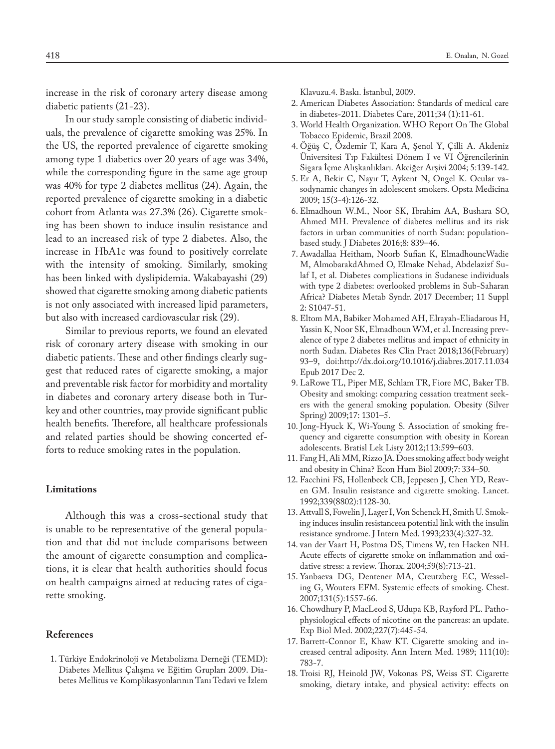increase in the risk of coronary artery disease among diabetic patients (21-23).

In our study sample consisting of diabetic individuals, the prevalence of cigarette smoking was 25%. In the US, the reported prevalence of cigarette smoking among type 1 diabetics over 20 years of age was 34%, while the corresponding figure in the same age group was 40% for type 2 diabetes mellitus (24). Again, the reported prevalence of cigarette smoking in a diabetic cohort from Atlanta was 27.3% (26). Cigarette smoking has been shown to induce insulin resistance and lead to an increased risk of type 2 diabetes. Also, the increase in HbA1c was found to positively correlate with the intensity of smoking. Similarly, smoking has been linked with dyslipidemia. Wakabayashi (29) showed that cigarette smoking among diabetic patients is not only associated with increased lipid parameters, but also with increased cardiovascular risk (29).

Similar to previous reports, we found an elevated risk of coronary artery disease with smoking in our diabetic patients. These and other findings clearly suggest that reduced rates of cigarette smoking, a major and preventable risk factor for morbidity and mortality in diabetes and coronary artery disease both in Turkey and other countries, may provide significant public health benefits. Therefore, all healthcare professionals and related parties should be showing concerted efforts to reduce smoking rates in the population.

## Limitations

Although this was a cross-sectional study that is unable to be representative of the general population and that did not include comparisons between the amount of cigarette consumption and complications, it is clear that health authorities should focus on health campaigns aimed at reducing rates of cigarette smoking.

## References

1. Türkiye Endokrinoloji ve Metabolizma Derneği (TEMD): Diabetes Mellitus Çalışma ve Eğitim Grupları 2009. Diabetes Mellitus ve Komplikasyonlarının Tanı Tedavi ve İzlem Klavuzu.4. Baskı. İstanbul, 2009.
2. American Diabetes Association: Standards of medical care in diabetes-2011. Diabetes Care, 2011;34 (1):11-61.
3. World Health Organization. WHO Report On The Global Tobacco Epidemic, Brazil 2008.
4. Öğüş C, Özdemir T, Kara A, Şenol Y, Çilli A. Akdeniz Üniversitesi Tıp Fakültesi Dönem I ve VI Öğrencilerinin Sigara İçme Alışkanlıkları. Akciğer Arşivi 2004; 5:139-142.
5. Er A, Bekir C, Nayır T, Aykent N, Ongel K. Ocular vasodynamic changes in adolescent smokers. Opsta Medicina 2009; 15(3-4):126-32.
6. Elmadhoun W.M., Noor SK, Ibrahim AA, Bushara SO, Ahmed MH. Prevalence of diabetes mellitus and its risk factors in urban communities of north Sudan: population-based study. J Diabetes 2016;8: 839–46.
7. Awadallaa Heitham, Noorb Sufian K, ElmadhouncWadie M, AlmobarakdAhmed O, Elmake Nehad, Abdelazizf Sulaf I, et al. Diabetes complications in Sudanese individuals with type 2 diabetes: overlooked problems in Sub-Saharan Africa? Diabetes Metab Syndr. 2017 December; 11 Suppl 2: S1047-51.
8. Eltom MA, Babiker Mohamed AH, Elrayah-Eliadarous H, Yassin K, Noor SK, Elmadhoun WM, et al. Increasing prevalence of type 2 diabetes mellitus and impact of ethnicity in north Sudan. Diabetes Res Clin Pract 2018;136(February) 93–9, doi:http://dx.doi.org/10.1016/j.diabres.2017.11.034 Epub 2017 Dec 2.
9. LaRowe TL, Piper ME, Schlam TR, Fiore MC, Baker TB. Obesity and smoking: comparing cessation treatment seekers with the general smoking population. Obesity (Silver Spring) 2009;17: 1301–5.
10. Jong-Hyuck K, Wi-Young S. Association of smoking frequency and cigarette consumption with obesity in Korean adolescents. Bratisl Lek Listy 2012;113:599–603.
11. Fang H, Ali MM, Rizzo JA. Does smoking affect body weight and obesity in China? Econ Hum Biol 2009;7: 334–50.
12. Facchini FS, Hollenbeck CB, Jeppesen J, Chen YD, Reaven GM. Insulin resistance and cigarette smoking. Lancet. 1992;339(8802):1128-30.
13. Attvall S, Fowelin J, Lager I, Von Schenck H, Smith U. Smoking induces insulin resistanceea potential link with the insulin resistance syndrome. J Intern Med. 1993;233(4):327-32.
14. van der Vaart H, Postma DS, Timens W, ten Hacken NH. Acute effects of cigarette smoke on inflammation and oxidative stress: a review. Thorax. 2004;59(8):713-21.
15. Yanbaeva DG, Dentener MA, Creutzberg EC, Wesseling G, Wouters EFM. Systemic effects of smoking. Chest. 2007;131(5):1557-66.
16. Chowdhury P, MacLeod S, Udupa KB, Rayford PL. Pathophysiological effects of nicotine on the pancreas: an update. Exp Biol Med. 2002;227(7):445-54.
17. Barrett-Connor E, Khaw KT. Cigarette smoking and increased central adiposity. Ann Intern Med. 1989; 111(10): 783-7.
18. Troisi RJ, Heinold JW, Vokonas PS, Weiss ST. Cigarette smoking, dietary intake, and physical activity: effects on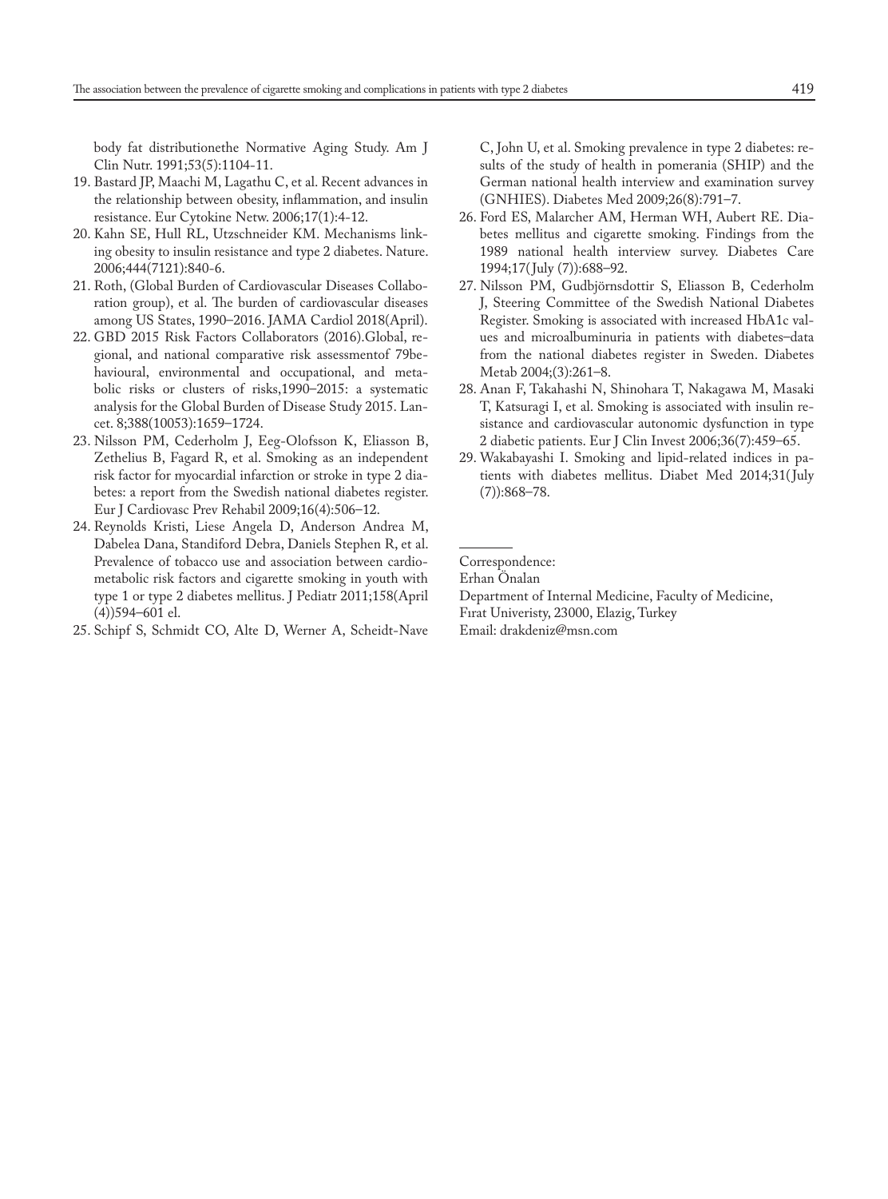body fat distributionethe Normative Aging Study. Am J Clin Nutr. 1991;53(5):1104-11.

19. Bastard JP, Maachi M, Lagathu C, et al. Recent advances in the relationship between obesity, inflammation, and insulin resistance. Eur Cytokine Netw. 2006;17(1):4-12.
20. Kahn SE, Hull RL, Utzschneider KM. Mechanisms linking obesity to insulin resistance and type 2 diabetes. Nature. 2006;444(7121):840-6.
21. Roth, (Global Burden of Cardiovascular Diseases Collaboration group), et al. The burden of cardiovascular diseases among US States, 1990–2016. JAMA Cardiol 2018(April).
22. GBD 2015 Risk Factors Collaborators (2016).Global, regional, and national comparative risk assessmentof 79behavioural, environmental and occupational, and metabolic risks or clusters of risks,1990–2015: a systematic analysis for the Global Burden of Disease Study 2015. Lancet. 8;388(10053):1659–1724.
23. Nilsson PM, Cederholm J, Eeg-Olofsson K, Eliasson B, Zethelius B, Fagard R, et al. Smoking as an independent risk factor for myocardial infarction or stroke in type 2 diabetes: a report from the Swedish national diabetes register. Eur J Cardiovasc Prev Rehabil 2009;16(4):506–12.
24. Reynolds Kristi, Liese Angela D, Anderson Andrea M, Dabelea Dana, Standiford Debra, Daniels Stephen R, et al. Prevalence of tobacco use and association between cardiometabolic risk factors and cigarette smoking in youth with type 1 or type 2 diabetes mellitus. J Pediatr 2011;158(April (4))594–601 el.
25. Schipf S, Schmidt CO, Alte D, Werner A, Scheidt-Nave C, John U, et al. Smoking prevalence in type 2 diabetes: results of the study of health in pomerania (SHIP) and the German national health interview and examination survey (GNHIES). Diabetes Med 2009;26(8):791–7.
26. Ford ES, Malarcher AM, Herman WH, Aubert RE. Diabetes mellitus and cigarette smoking. Findings from the 1989 national health interview survey. Diabetes Care 1994;17(July (7)):688–92.
27. Nilsson PM, Gudbjörnsdottir S, Eliasson B, Cederholm J, Steering Committee of the Swedish National Diabetes Register. Smoking is associated with increased HbA1c values and microalbuminuria in patients with diabetes–data from the national diabetes register in Sweden. Diabetes Metab 2004;(3):261–8.
28. Anan F, Takahashi N, Shinohara T, Nakagawa M, Masaki T, Katsuragi I, et al. Smoking is associated with insulin resistance and cardiovascular autonomic dysfunction in type 2 diabetic patients. Eur J Clin Invest 2006;36(7):459–65.
29. Wakabayashi I. Smoking and lipid-related indices in patients with diabetes mellitus. Diabet Med 2014;31(July (7)):868–78.

---

Correspondence:
Erhan Önalan
Department of Internal Medicine, Faculty of Medicine,
Fırat Univeristy, 23000, Elazig, Turkey
Email: drakdeniz@msn.com